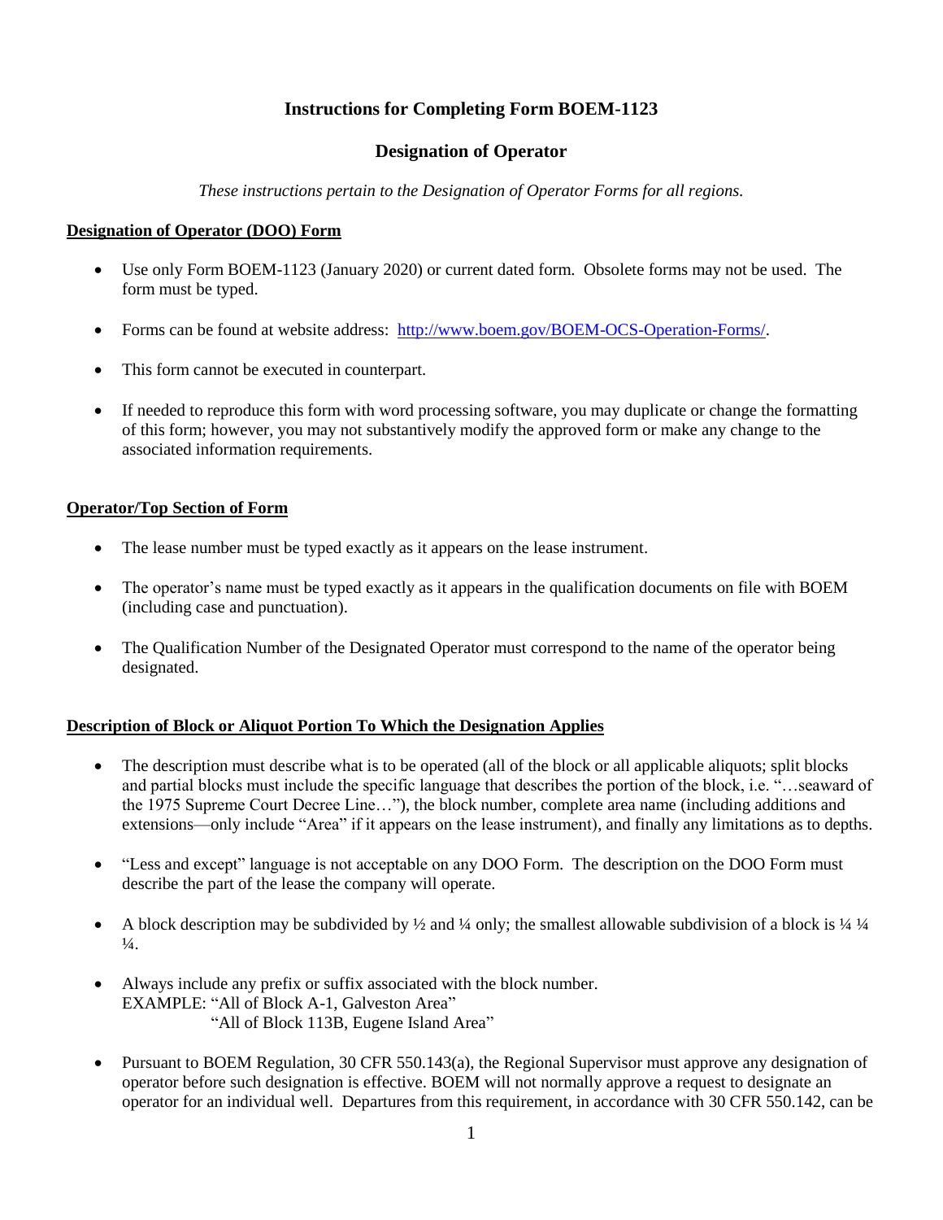# Instructions for Completing Form BOEM-1123

## Designation of Operator

*These instructions pertain to the Designation of Operator Forms for all regions.*

**Designation of Operator (DOO) Form**

- Use only Form BOEM-1123 (January 2020) or current dated form. Obsolete forms may not be used. The form must be typed.
- Forms can be found at website address: http://www.boem.gov/BOEM-OCS-Operation-Forms/.
- This form cannot be executed in counterpart.
- If needed to reproduce this form with word processing software, you may duplicate or change the formatting of this form; however, you may not substantively modify the approved form or make any change to the associated information requirements.

**Operator/Top Section of Form**

- The lease number must be typed exactly as it appears on the lease instrument.
- The operator's name must be typed exactly as it appears in the qualification documents on file with BOEM (including case and punctuation).
- The Qualification Number of the Designated Operator must correspond to the name of the operator being designated.

**Description of Block or Aliquot Portion To Which the Designation Applies**

- The description must describe what is to be operated (all of the block or all applicable aliquots; split blocks and partial blocks must include the specific language that describes the portion of the block, i.e. "…seaward of the 1975 Supreme Court Decree Line…"), the block number, complete area name (including additions and extensions—only include "Area" if it appears on the lease instrument), and finally any limitations as to depths.
- "Less and except" language is not acceptable on any DOO Form. The description on the DOO Form must describe the part of the lease the company will operate.
- A block description may be subdivided by ½ and ¼ only; the smallest allowable subdivision of a block is ¼ ¼ ¼.
- Always include any prefix or suffix associated with the block number.
  EXAMPLE: "All of Block A-1, Galveston Area"
  "All of Block 113B, Eugene Island Area"
- Pursuant to BOEM Regulation, 30 CFR 550.143(a), the Regional Supervisor must approve any designation of operator before such designation is effective. BOEM will not normally approve a request to designate an operator for an individual well. Departures from this requirement, in accordance with 30 CFR 550.142, can be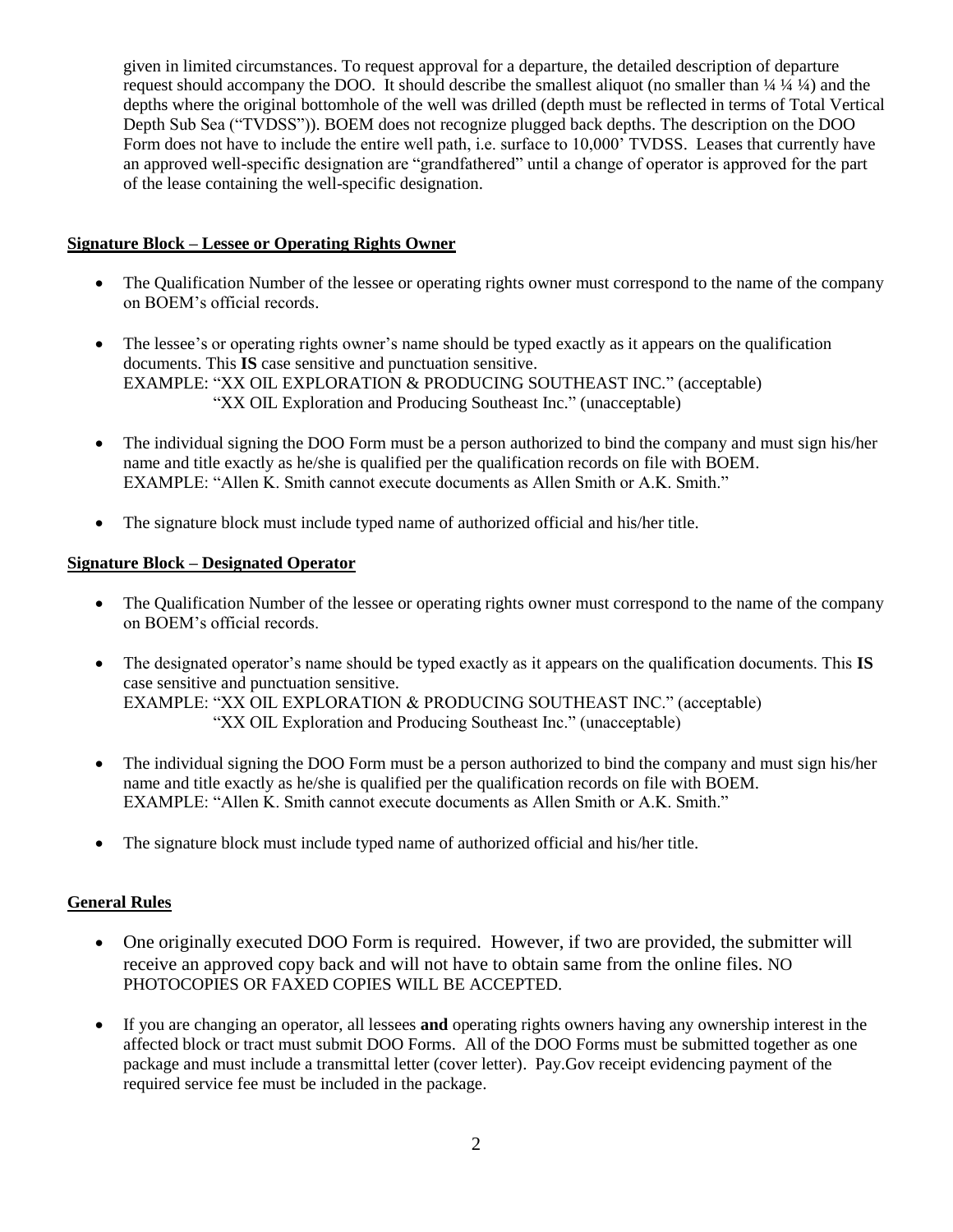given in limited circumstances. To request approval for a departure, the detailed description of departure request should accompany the DOO. It should describe the smallest aliquot (no smaller than ¼ ¼ ¼) and the depths where the original bottomhole of the well was drilled (depth must be reflected in terms of Total Vertical Depth Sub Sea ("TVDSS")). BOEM does not recognize plugged back depths. The description on the DOO Form does not have to include the entire well path, i.e. surface to 10,000' TVDSS. Leases that currently have an approved well-specific designation are "grandfathered" until a change of operator is approved for the part of the lease containing the well-specific designation.

**Signature Block – Lessee or Operating Rights Owner**

- The Qualification Number of the lessee or operating rights owner must correspond to the name of the company on BOEM's official records.
- The lessee's or operating rights owner's name should be typed exactly as it appears on the qualification documents. This **IS** case sensitive and punctuation sensitive.
  EXAMPLE: "XX OIL EXPLORATION & PRODUCING SOUTHEAST INC." (acceptable)
  "XX OIL Exploration and Producing Southeast Inc." (unacceptable)
- The individual signing the DOO Form must be a person authorized to bind the company and must sign his/her name and title exactly as he/she is qualified per the qualification records on file with BOEM.
  EXAMPLE: "Allen K. Smith cannot execute documents as Allen Smith or A.K. Smith."
- The signature block must include typed name of authorized official and his/her title.

**Signature Block – Designated Operator**

- The Qualification Number of the lessee or operating rights owner must correspond to the name of the company on BOEM's official records.
- The designated operator's name should be typed exactly as it appears on the qualification documents. This **IS** case sensitive and punctuation sensitive.
  EXAMPLE: "XX OIL EXPLORATION & PRODUCING SOUTHEAST INC." (acceptable)
  "XX OIL Exploration and Producing Southeast Inc." (unacceptable)
- The individual signing the DOO Form must be a person authorized to bind the company and must sign his/her name and title exactly as he/she is qualified per the qualification records on file with BOEM.
  EXAMPLE: "Allen K. Smith cannot execute documents as Allen Smith or A.K. Smith."
- The signature block must include typed name of authorized official and his/her title.

**General Rules**

- One originally executed DOO Form is required. However, if two are provided, the submitter will receive an approved copy back and will not have to obtain same from the online files. NO PHOTOCOPIES OR FAXED COPIES WILL BE ACCEPTED.
- If you are changing an operator, all lessees **and** operating rights owners having any ownership interest in the affected block or tract must submit DOO Forms. All of the DOO Forms must be submitted together as one package and must include a transmittal letter (cover letter). Pay.Gov receipt evidencing payment of the required service fee must be included in the package.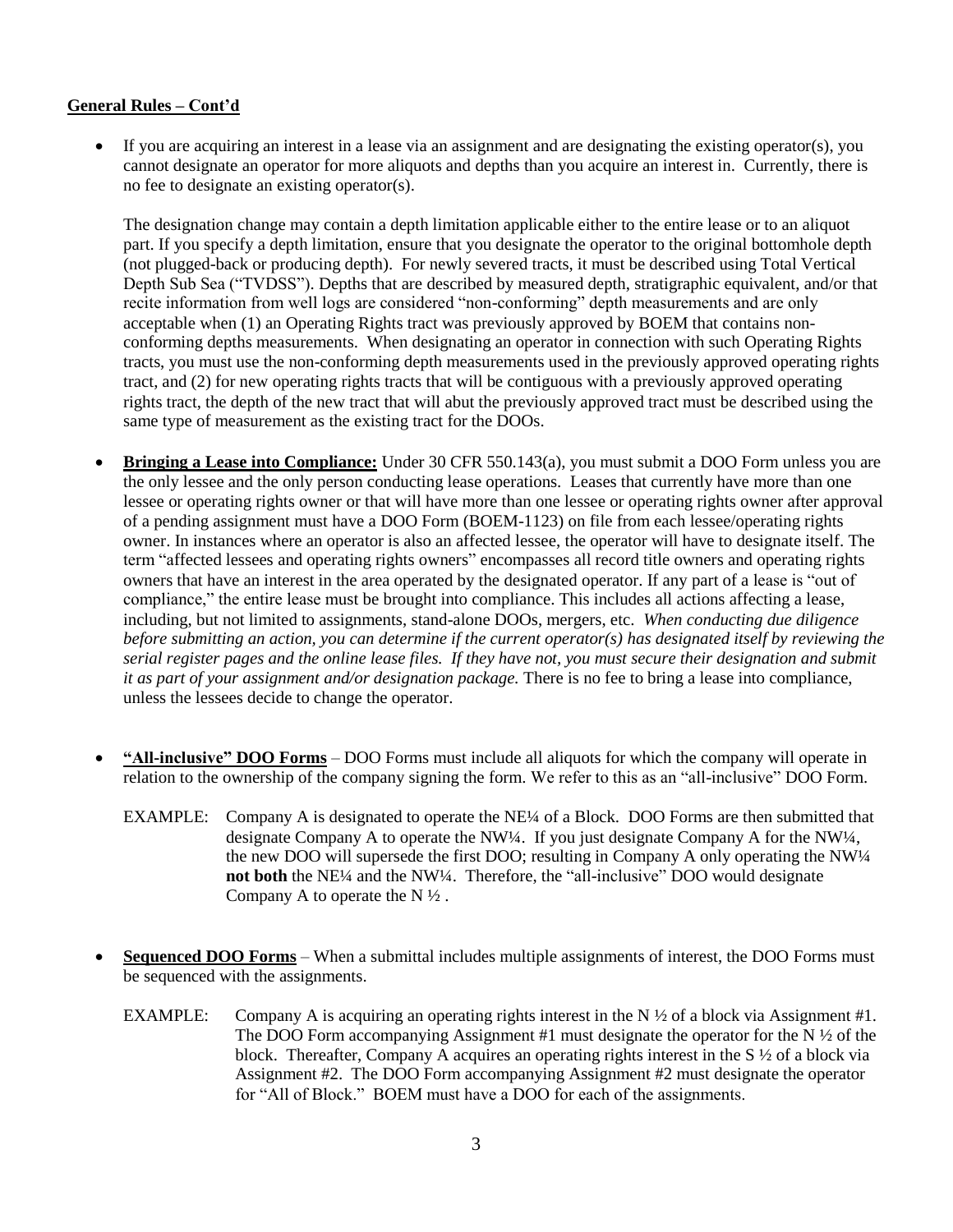**General Rules – Cont'd**

- If you are acquiring an interest in a lease via an assignment and are designating the existing operator(s), you cannot designate an operator for more aliquots and depths than you acquire an interest in. Currently, there is no fee to designate an existing operator(s).

  The designation change may contain a depth limitation applicable either to the entire lease or to an aliquot part. If you specify a depth limitation, ensure that you designate the operator to the original bottomhole depth (not plugged-back or producing depth). For newly severed tracts, it must be described using Total Vertical Depth Sub Sea ("TVDSS"). Depths that are described by measured depth, stratigraphic equivalent, and/or that recite information from well logs are considered "non-conforming" depth measurements and are only acceptable when (1) an Operating Rights tract was previously approved by BOEM that contains non-conforming depths measurements. When designating an operator in connection with such Operating Rights tracts, you must use the non-conforming depth measurements used in the previously approved operating rights tract, and (2) for new operating rights tracts that will be contiguous with a previously approved operating rights tract, the depth of the new tract that will abut the previously approved tract must be described using the same type of measurement as the existing tract for the DOOs.

- **Bringing a Lease into Compliance:** Under 30 CFR 550.143(a), you must submit a DOO Form unless you are the only lessee and the only person conducting lease operations. Leases that currently have more than one lessee or operating rights owner or that will have more than one lessee or operating rights owner after approval of a pending assignment must have a DOO Form (BOEM-1123) on file from each lessee/operating rights owner. In instances where an operator is also an affected lessee, the operator will have to designate itself. The term "affected lessees and operating rights owners" encompasses all record title owners and operating rights owners that have an interest in the area operated by the designated operator. If any part of a lease is "out of compliance," the entire lease must be brought into compliance. This includes all actions affecting a lease, including, but not limited to assignments, stand-alone DOOs, mergers, etc. *When conducting due diligence before submitting an action, you can determine if the current operator(s) has designated itself by reviewing the serial register pages and the online lease files. If they have not, you must secure their designation and submit it as part of your assignment and/or designation package.* There is no fee to bring a lease into compliance, unless the lessees decide to change the operator.

- **"All-inclusive" DOO Forms** – DOO Forms must include all aliquots for which the company will operate in relation to the ownership of the company signing the form. We refer to this as an "all-inclusive" DOO Form.

  EXAMPLE: Company A is designated to operate the NE¼ of a Block. DOO Forms are then submitted that designate Company A to operate the NW¼. If you just designate Company A for the NW¼, the new DOO will supersede the first DOO; resulting in Company A only operating the NW¼ **not both** the NE¼ and the NW¼. Therefore, the "all-inclusive" DOO would designate Company A to operate the N ½ .

- **Sequenced DOO Forms** – When a submittal includes multiple assignments of interest, the DOO Forms must be sequenced with the assignments.

  EXAMPLE: Company A is acquiring an operating rights interest in the N ½ of a block via Assignment #1. The DOO Form accompanying Assignment #1 must designate the operator for the N ½ of the block. Thereafter, Company A acquires an operating rights interest in the S ½ of a block via Assignment #2. The DOO Form accompanying Assignment #2 must designate the operator for "All of Block." BOEM must have a DOO for each of the assignments.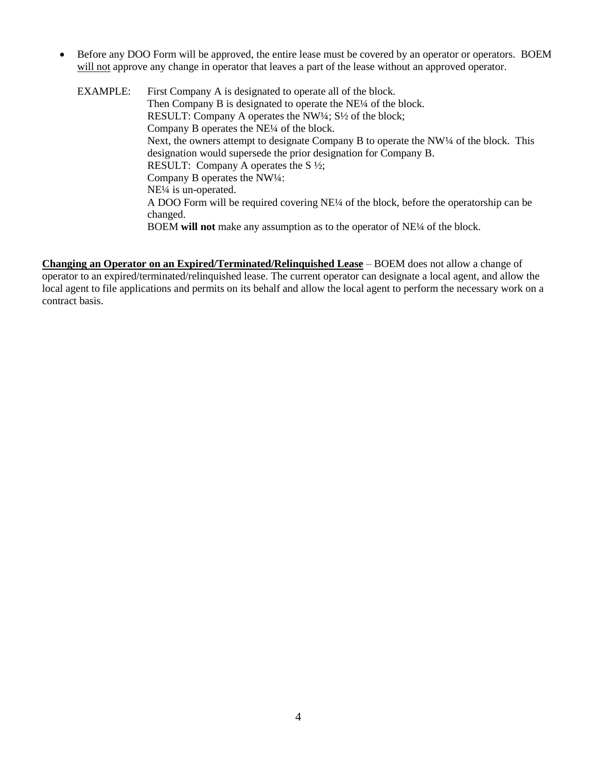- Before any DOO Form will be approved, the entire lease must be covered by an operator or operators. BOEM will not approve any change in operator that leaves a part of the lease without an approved operator.

  EXAMPLE: First Company A is designated to operate all of the block.
  Then Company B is designated to operate the NE¼ of the block.
  RESULT: Company A operates the NW¼; S½ of the block;
  Company B operates the NE¼ of the block.
  Next, the owners attempt to designate Company B to operate the NW¼ of the block. This designation would supersede the prior designation for Company B.
  RESULT: Company A operates the S ½;
  Company B operates the NW¼:
  NE¼ is un-operated.
  A DOO Form will be required covering NE¼ of the block, before the operatorship can be changed.
  BOEM **will not** make any assumption as to the operator of NE¼ of the block.

**Changing an Operator on an Expired/Terminated/Relinquished Lease** – BOEM does not allow a change of operator to an expired/terminated/relinquished lease. The current operator can designate a local agent, and allow the local agent to file applications and permits on its behalf and allow the local agent to perform the necessary work on a contract basis.